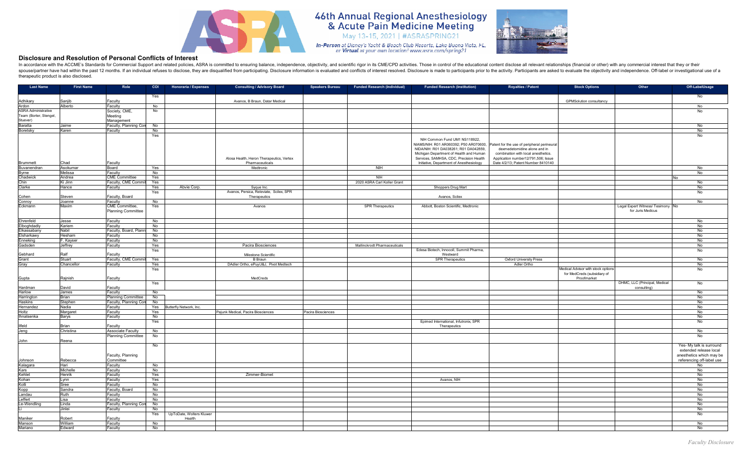# 46th Annual Regional Anesthesiology & Acute Pain Medicine Meeting

May 13-15, 2021 | #ASRASPRING21

*In-Person at Disney's Yacht & Beach Club Resorts, Lake Buena Vista, FL, or Virtual at your own location! www.asra.com/spring21*

## Disclosure and Resolution of Personal Conflicts of Interest

In accordance with the ACCME's Standards for Commercial Support and related policies, ASRA is committed to ensuring balance, independence, objectivity, and scientific rigor in its CME/CPD activities. Those in control of the educational content disclose all relevant relationships (financial or other) with any commercial interest that they or their spouse/partner have had within the past 12 months. If an individual refuses to disclose, they are disqualified from participating. Disclosure information is evaluated and conflicts of interest resolved. Disclosure is made to participants prior to the activity. Participants are asked to evaluate the objectivity and independence. Off-label or investigational use of a therapeutic product is also disclosed.

| Last Name | First Name | Role | COI | Honoraria / Expenses | Consulting / Advisory Board | Speakers Bureau | Funded Research (Individual) | Funded Research (Institution) | Royalties / Patent | Stock Options | Other | Off-LabelUsage |
|---|---|---|---|---|---|---|---|---|---|---|---|---|
| Adhikary | Sanjib | Faculty | Yes | | Avanos, B Braun, Datar Medical | | | | | GPMSolution consultancy | | No |
| Ardon | Alberto | Faculty | No | | | | | | | | | No |
| ASRA Administrative Team (Borter, Stengel, Stuever) | | Society, CME, Meeting Management | No | | | | | | | | | No |
| Baratta | Jaime | Faculty, Planning Com | No | | | | | | | | | No |
| Boretsky | Karen | Faculty | No | | | | | | | | | No |
| Brummett | Chad | Faculty | Yes | | Alosa Health, Heron Therapeutics, Vertex Pharmaceuticals | | | NIH Common Fund UM1 NS118922, NIAMS/NIH: R01 AR060392; P50 AR070600, NIDA/NIH: R01 DA038261; R01 DA042859, Michigan Department of Health and Human Services, SAMHSA, CDC, Precision Health Initiative, Department of Anesthesiology | Patent for the use of peripheral perineural dexmedetomidine alone and in combination with local anesthetics. Application number12/791,506; Issue Date 4/2/13; Patent Number 8410140 | | | No |
| Buvanendran | Asokumar | Board | Yes | | Medtronic | | NIH | | | | | No |
| Byrne | Melissa | Faculty | No | | | | | | | | | No |
| Chadwick | Andrea | CME Committee | Yes | | | | NIH | | | | | No |
| Chin | Ki Jinn | Faculty, CME Commit | Yes | | | | 2020 ASRA Carl Koller Grant | | | | | No |
| Clarke | Hance | Faculty | Yes | Abvie Corp. | Syque Inc. | | | Shoppers Drug Mart | | | | No |
| Cohen | Steven | Faculty, Board | Yes | | Avanos, Persica, Releviate, Scilex, SPR Therapeutics | | | Avanos, Scilex | | | | No |
| Conroy | Joanne | Faculty | No | | | | | | | | | No |
| Eckmann | Maxim | CME Committee, Planning Committee | Yes | | Avanos | | SPR Therapeutics | Abbott, Boston Scientific, Medtronic | | | Legal Expert Witness/ Tesimony for Juris Medicus | No |
| Ehrenfeld | Jesse | Faculty | No | | | | | | | | | No |
| Elboghdadly | Kariem | Faculty | No | | | | | | | | | No |
| Elkassabany | Nabil | Faculty, Board, Plann | No | | | | | | | | | No |
| Elsharkawy | Hesham | Faculty | No | | | | | | | | | No |
| Enneking | F. Kayser | Faculty | No | | | | | | | | | No |
| Gadsden | Jeffrey | Faculty | Yes | | Pacira Biosciences | | Mallinckrodt Pharmaceuticals | | | | | No |
| Gebhard | Ralf | Faculty | Yes | | Milestone Scientific | | | Edesa Biotech, Innocoll, Summit Pharma, Westward | | | | No |
| Grant | Stuart | Faculty, CME Commit | Yes | | B Braun | | | SPR Therapeutics | Oxford University Press | | | No |
| Gray | Chancellor | Faculty | Yes | | DAdler Ortho, ePuy/J&J, Pivot Medtech | | | | Adler Ortho | | | No |
| Gupta | Rajnish | Faculty | Yes | | MedCreds | | | | | Medical Advisor with stock options for MedCreds (subsidiary of Proofmarket | | No |
| Hardman | David | Faculty | Yes | | | | | | | | DHMC, LLC (Principal, Medical consulting) | No |
| Harlow | James | Faculty | No | | | | | | | | | No |
| Harrington | Brian | Planning Committee | No | | | | | | | | | No |
| Haskins | Stephen | Faculty, Planning Com | No | | | | | | | | | No |
| Hernandez | Nadia | Faculty | Yes | Butterfly Network, Inc. | | | | | | | | No |
| Holtz | Margaret | Faculty | Yes | | Pajunk Medical, Pacira Biosciences | Pacira Biosciences | | | | | | No |
| Ihnatsenka | Barys | Faculty | No | | | | | | | | | No |
| Ilfeld | Brian | Faculty | Yes | | | | | Epimed International, Infutronix, SPR Therapeutics | | | | No |
| Jeng | Christina | Associate Faculty | No | | | | | | | | | No |
| John | Reena | Planning Committee | No | | | | | | | | | No |
| Johnson | Rebecca | Faculty, Planning Committee | No | | | | | | | | | Yes- My talk is surround extended release local anesthetics which may be referencing off-label use |
| Kalagara | Hari | Faculty | No | | | | | | | | | No |
| Kars | Michelle | Faculty | No | | | | | | | | | No |
| Kehlet | Henrik | Faculty | Yes | | Zimmer-Biomet | | | | | | | No |
| Kohan | Lynn | Faculty | Yes | | | | | Avanos, NIH | | | | No |
| Kolli | Sree | Faculty | No | | | | | | | | | No |
| Kopp | Sandra | Faculty, Board | No | | | | | | | | | No |
| Landau | Ruth | Faculty | No | | | | | | | | | No |
| Leffert | Lisa | Faculty | No | | | | | | | | | No |
| Le-Wendling | Linda | Faculty, Planning Com | No | | | | | | | | | No |
| Li | Jinlei | Faculty | No | | | | | | | | | No |
| Maniker | Robert | Faculty | Yes | UpToDate, Wolters Kluwer Health | | | | | | | | No |
| Manson | William | Faculty | No | | | | | | | | | No |
| Mariano | Edward | Faculty | No | | | | | | | | | No |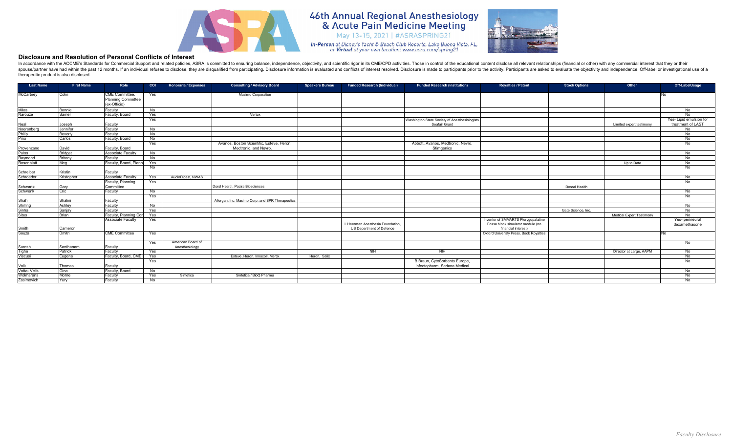# 46th Annual Regional Anesthesiology & Acute Pain Medicine Meeting

May 13-15, 2021 | #ASRASPRING21

*In-Person at Disney's Yacht & Beach Club Resorts, Lake Buena Vista, FL, or Virtual at your own location! www.asra.com/spring21*

## Disclosure and Resolution of Personal Conflicts of Interest

In accordance with the ACCME's Standards for Commercial Support and related policies, ASRA is committed to ensuring balance, independence, objectivity, and scientific rigor in its CME/CPD activities. Those in control of the educational content disclose all relevant relationships (financial or other) with any commercial interest that they or their spouse/partner have had within the past 12 months. If an individual refuses to disclose, they are disqualified from participating. Disclosure information is evaluated and conflicts of interest resolved. Disclosure is made to participants prior to the activity. Participants are asked to evaluate the objectivity and independence. Off-label or investigational use of a therapeutic product is also disclosed.

| Last Name | First Name | Role | COI | Honoraria / Expenses | Consulting / Advisory Board | Speakers Bureau | Funded Research (Individual) | Funded Research (Institution) | Royalties / Patent | Stock Options | Other | Off-LabelUsage |
|---|---|---|---|---|---|---|---|---|---|---|---|---|
| McCartney | Colin | CME Committee, Planning Committee (ex-Officio) | Yes | | Masimo Corporation | | | | | | | No |
| Milas | Bonnie | Faculty | No | | | | | | | | | No |
| Narouze | Samer | Faculty, Board | Yes | | Vertex | | | | | | | No |
| Neal | Joseph | Faculty | Yes | | | | | Washington State Society of Anesthesiologists Seafair Grant | | | Limited expert testimony | Yes- Lipid emulsion for treatment of LAST |
| Noerenberg | Jennifer | Faculty | No | | | | | | | | | No |
| Philip | Beverly | Faculty | No | | | | | | | | | No |
| Pino | Carlos | Faculty, Board | No | | | | | | | | | No |
| Provenzano | David | Faculty, Board | Yes | | Avanos, Boston Scientific, Esteve, Heron, Medtronic, and Nevro. | | | Abbott, Avanos, Medtronic, Nevro, Stimgenics | | | | No |
| Pulos | Bridget | Associate Faculty | No | | | | | | | | | No |
| Raymond | Britany | Faculty | No | | | | | | | | | No |
| Rosenblatt | Meg | Faculty, Board, Plann | Yes | | | | | | | | Up to Date | No |
| Schreiber | Kristin | Faculty | No | | | | | | | | | No |
| Schroeder | Kristopher | Associate Faculty | Yes | AudioDigest, NWAS | | | | | | | | No |
| Schwartz | Gary | Faculty, Planning Committee | Yes | | Dorsl Health, Pacira Biosciences | | | | | Dosral Health | | No |
| Schwenk | Eric | Faculty | No | | | | | | | | | No |
| Shah | Shalini | Faculty | Yes | | Allergan, Inc, Masimo Corp, and SPR Therapeutics | | | | | | | No |
| Shilling | Ashley | Faculty | No | | | | | | | | | No |
| Sinha | Sanjay | Faculty | Yes | | | | | | | Gate Science, Inc. | | No |
| Sites | Brian | Faculty, Planning Con | Yes | | | | | | | | Medical Expert Testimony | No |
| Smith | Cameron | Associate Faculty | Yes | | | | I. Heerman Anesthesia Foundation, US Department of Defence | | Inventor of SMMARTS Pterygopalatine Fossa block simulator module (no financial interest) | | | Yes- perineural dexamethasone |
| Souza | Dmitri | CME Committee | Yes | | | | | | Oxford Univeristy Press, Book Royalties | | | No |
| Suresh | Santhanam | Faculty | Yes | American Board of Anesthesiology | | | | | | | | No |
| Tighe | Patrick | Faculty | Yes | | | | NIH | NIH | | | Director at Large, AAPM | No |
| Viscusi | Eugene | Faculty, Board, CME | Yes | | Esteve, Heron, Innocoll, Merck | Heron, Salix | | | | | | No |
| Volk | Thomas | Faculty | Yes | | | | | B Braun, CytoSorbents Europe, Infectopharm, Sedana Medical | | | | No |
| Votta- Velis | Gina | Faculty, Board | No | | | | | | | | | No |
| Wolmarans | Morne | Faculty | Yes | Sintetica | Sintetica / BioQ Pharma | | | | | | | No |
| Zasimovich | Yury | Faculty | No | | | | | | | | | No |